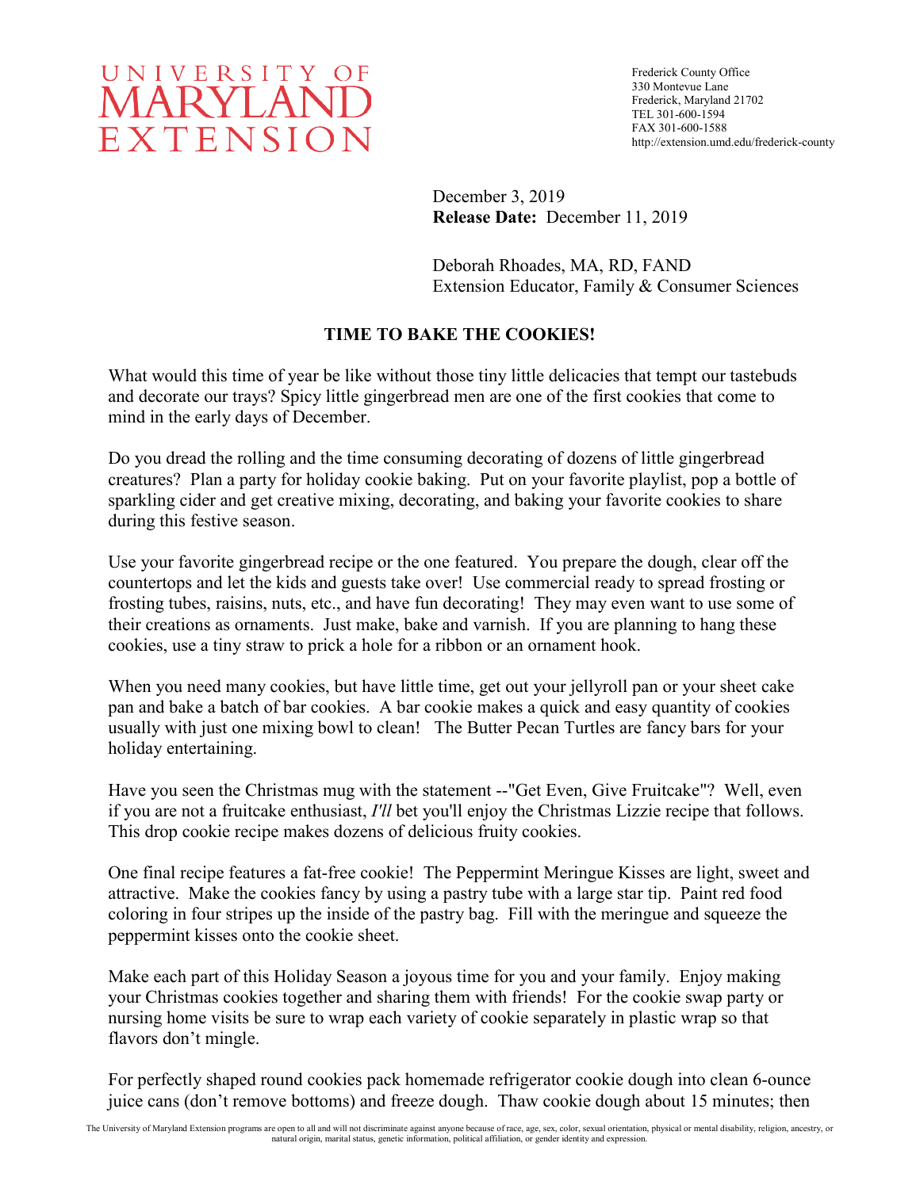UNIVERSITY OF MARYLAND EXTENSION

Frederick County Office
330 Montevue Lane
Frederick, Maryland 21702
TEL 301-600-1594
FAX 301-600-1588
http://extension.umd.edu/frederick-county

December 3, 2019
**Release Date:** December 11, 2019

Deborah Rhoades, MA, RD, FAND
Extension Educator, Family & Consumer Sciences

# TIME TO BAKE THE COOKIES!

What would this time of year be like without those tiny little delicacies that tempt our tastebuds and decorate our trays? Spicy little gingerbread men are one of the first cookies that come to mind in the early days of December.

Do you dread the rolling and the time consuming decorating of dozens of little gingerbread creatures? Plan a party for holiday cookie baking. Put on your favorite playlist, pop a bottle of sparkling cider and get creative mixing, decorating, and baking your favorite cookies to share during this festive season.

Use your favorite gingerbread recipe or the one featured. You prepare the dough, clear off the countertops and let the kids and guests take over! Use commercial ready to spread frosting or frosting tubes, raisins, nuts, etc., and have fun decorating! They may even want to use some of their creations as ornaments. Just make, bake and varnish. If you are planning to hang these cookies, use a tiny straw to prick a hole for a ribbon or an ornament hook.

When you need many cookies, but have little time, get out your jellyroll pan or your sheet cake pan and bake a batch of bar cookies. A bar cookie makes a quick and easy quantity of cookies usually with just one mixing bowl to clean! The Butter Pecan Turtles are fancy bars for your holiday entertaining.

Have you seen the Christmas mug with the statement --"Get Even, Give Fruitcake"? Well, even if you are not a fruitcake enthusiast, *I'll* bet you'll enjoy the Christmas Lizzie recipe that follows. This drop cookie recipe makes dozens of delicious fruity cookies.

One final recipe features a fat-free cookie! The Peppermint Meringue Kisses are light, sweet and attractive. Make the cookies fancy by using a pastry tube with a large star tip. Paint red food coloring in four stripes up the inside of the pastry bag. Fill with the meringue and squeeze the peppermint kisses onto the cookie sheet.

Make each part of this Holiday Season a joyous time for you and your family. Enjoy making your Christmas cookies together and sharing them with friends! For the cookie swap party or nursing home visits be sure to wrap each variety of cookie separately in plastic wrap so that flavors don't mingle.

For perfectly shaped round cookies pack homemade refrigerator cookie dough into clean 6-ounce juice cans (don't remove bottoms) and freeze dough. Thaw cookie dough about 15 minutes; then

The University of Maryland Extension programs are open to all and will not discriminate against anyone because of race, age, sex, color, sexual orientation, physical or mental disability, religion, ancestry, or natural origin, marital status, genetic information, political affiliation, or gender identity and expression.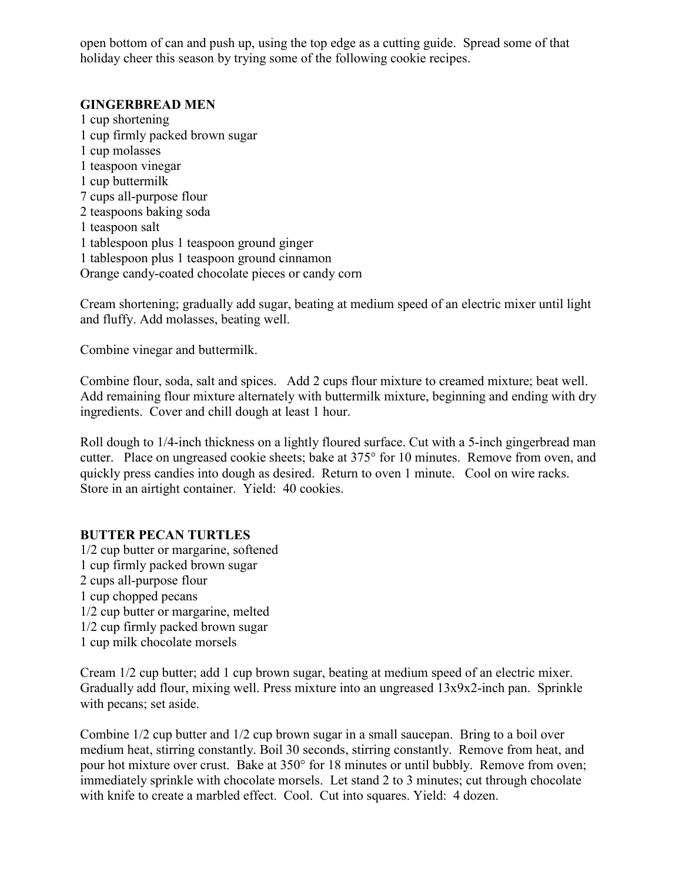open bottom of can and push up, using the top edge as a cutting guide. Spread some of that holiday cheer this season by trying some of the following cookie recipes.

## GINGERBREAD MEN

1 cup shortening
1 cup firmly packed brown sugar
1 cup molasses
1 teaspoon vinegar
1 cup buttermilk
7 cups all-purpose flour
2 teaspoons baking soda
1 teaspoon salt
1 tablespoon plus 1 teaspoon ground ginger
1 tablespoon plus 1 teaspoon ground cinnamon
Orange candy-coated chocolate pieces or candy corn

Cream shortening; gradually add sugar, beating at medium speed of an electric mixer until light and fluffy. Add molasses, beating well.

Combine vinegar and buttermilk.

Combine flour, soda, salt and spices. Add 2 cups flour mixture to creamed mixture; beat well. Add remaining flour mixture alternately with buttermilk mixture, beginning and ending with dry ingredients. Cover and chill dough at least 1 hour.

Roll dough to 1/4-inch thickness on a lightly floured surface. Cut with a 5-inch gingerbread man cutter. Place on ungreased cookie sheets; bake at 375° for 10 minutes. Remove from oven, and quickly press candies into dough as desired. Return to oven 1 minute. Cool on wire racks. Store in an airtight container. Yield: 40 cookies.

## BUTTER PECAN TURTLES

1/2 cup butter or margarine, softened
1 cup firmly packed brown sugar
2 cups all-purpose flour
1 cup chopped pecans
1/2 cup butter or margarine, melted
1/2 cup firmly packed brown sugar
1 cup milk chocolate morsels

Cream 1/2 cup butter; add 1 cup brown sugar, beating at medium speed of an electric mixer. Gradually add flour, mixing well. Press mixture into an ungreased 13x9x2-inch pan. Sprinkle with pecans; set aside.

Combine 1/2 cup butter and 1/2 cup brown sugar in a small saucepan. Bring to a boil over medium heat, stirring constantly. Boil 30 seconds, stirring constantly. Remove from heat, and pour hot mixture over crust. Bake at 350° for 18 minutes or until bubbly. Remove from oven; immediately sprinkle with chocolate morsels. Let stand 2 to 3 minutes; cut through chocolate with knife to create a marbled effect. Cool. Cut into squares. Yield: 4 dozen.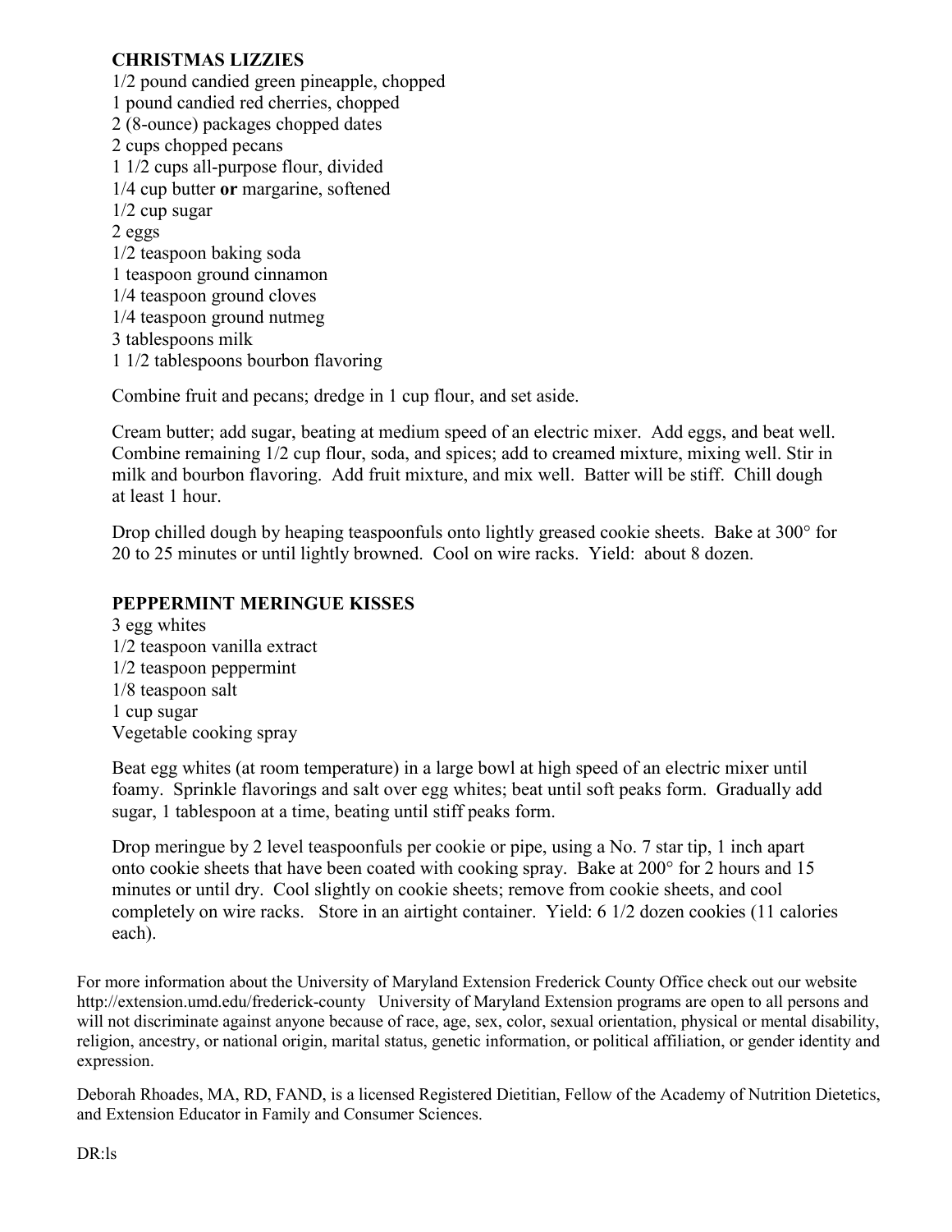## CHRISTMAS LIZZIES

1/2 pound candied green pineapple, chopped
1 pound candied red cherries, chopped
2 (8-ounce) packages chopped dates
2 cups chopped pecans
1 1/2 cups all-purpose flour, divided
1/4 cup butter **or** margarine, softened
1/2 cup sugar
2 eggs
1/2 teaspoon baking soda
1 teaspoon ground cinnamon
1/4 teaspoon ground cloves
1/4 teaspoon ground nutmeg
3 tablespoons milk
1 1/2 tablespoons bourbon flavoring

Combine fruit and pecans; dredge in 1 cup flour, and set aside.

Cream butter; add sugar, beating at medium speed of an electric mixer. Add eggs, and beat well. Combine remaining 1/2 cup flour, soda, and spices; add to creamed mixture, mixing well. Stir in milk and bourbon flavoring. Add fruit mixture, and mix well. Batter will be stiff. Chill dough at least 1 hour.

Drop chilled dough by heaping teaspoonfuls onto lightly greased cookie sheets. Bake at 300° for 20 to 25 minutes or until lightly browned. Cool on wire racks. Yield: about 8 dozen.

## PEPPERMINT MERINGUE KISSES

3 egg whites
1/2 teaspoon vanilla extract
1/2 teaspoon peppermint
1/8 teaspoon salt
1 cup sugar
Vegetable cooking spray

Beat egg whites (at room temperature) in a large bowl at high speed of an electric mixer until foamy. Sprinkle flavorings and salt over egg whites; beat until soft peaks form. Gradually add sugar, 1 tablespoon at a time, beating until stiff peaks form.

Drop meringue by 2 level teaspoonfuls per cookie or pipe, using a No. 7 star tip, 1 inch apart onto cookie sheets that have been coated with cooking spray. Bake at 200° for 2 hours and 15 minutes or until dry. Cool slightly on cookie sheets; remove from cookie sheets, and cool completely on wire racks. Store in an airtight container. Yield: 6 1/2 dozen cookies (11 calories each).

For more information about the University of Maryland Extension Frederick County Office check out our website http://extension.umd.edu/frederick-county University of Maryland Extension programs are open to all persons and will not discriminate against anyone because of race, age, sex, color, sexual orientation, physical or mental disability, religion, ancestry, or national origin, marital status, genetic information, or political affiliation, or gender identity and expression.

Deborah Rhoades, MA, RD, FAND, is a licensed Registered Dietitian, Fellow of the Academy of Nutrition Dietetics, and Extension Educator in Family and Consumer Sciences.

DR:ls